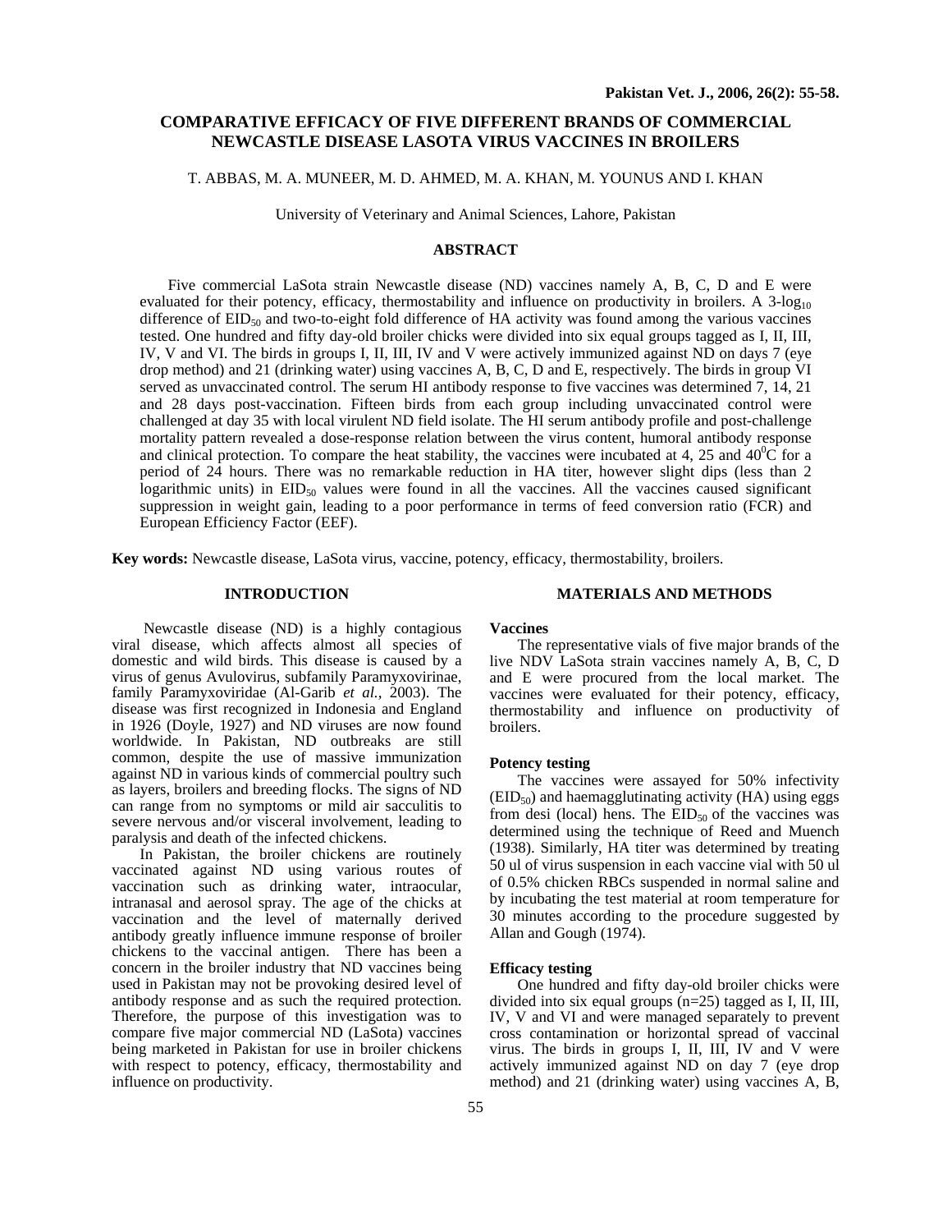# COMPARATIVE EFFICACY OF FIVE DIFFERENT BRANDS OF COMMERCIAL NEWCASTLE DISEASE LASOTA VIRUS VACCINES IN BROILERS

T. ABBAS, M. A. MUNEER, M. D. AHMED, M. A. KHAN, M. YOUNUS AND I. KHAN

University of Veterinary and Animal Sciences, Lahore, Pakistan

## ABSTRACT

Five commercial LaSota strain Newcastle disease (ND) vaccines namely A, B, C, D and E were evaluated for their potency, efficacy, thermostability and influence on productivity in broilers. A 3-$\log_{10}$ difference of $EID_{50}$ and two-to-eight fold difference of HA activity was found among the various vaccines tested. One hundred and fifty day-old broiler chicks were divided into six equal groups tagged as I, II, III, IV, V and VI. The birds in groups I, II, III, IV and V were actively immunized against ND on days 7 (eye drop method) and 21 (drinking water) using vaccines A, B, C, D and E, respectively. The birds in group VI served as unvaccinated control. The serum HI antibody response to five vaccines was determined 7, 14, 21 and 28 days post-vaccination. Fifteen birds from each group including unvaccinated control were challenged at day 35 with local virulent ND field isolate. The HI serum antibody profile and post-challenge mortality pattern revealed a dose-response relation between the virus content, humoral antibody response and clinical protection. To compare the heat stability, the vaccines were incubated at 4, 25 and 40$^0$C for a period of 24 hours. There was no remarkable reduction in HA titer, however slight dips (less than 2 logarithmic units) in $EID_{50}$ values were found in all the vaccines. All the vaccines caused significant suppression in weight gain, leading to a poor performance in terms of feed conversion ratio (FCR) and European Efficiency Factor (EEF).

**Key words:** Newcastle disease, LaSota virus, vaccine, potency, efficacy, thermostability, broilers.

## INTRODUCTION

Newcastle disease (ND) is a highly contagious viral disease, which affects almost all species of domestic and wild birds. This disease is caused by a virus of genus Avulovirus, subfamily Paramyxovirinae, family Paramyxoviridae (Al-Garib *et al.,* 2003). The disease was first recognized in Indonesia and England in 1926 (Doyle, 1927) and ND viruses are now found worldwide. In Pakistan, ND outbreaks are still common, despite the use of massive immunization against ND in various kinds of commercial poultry such as layers, broilers and breeding flocks. The signs of ND can range from no symptoms or mild air sacculitis to severe nervous and/or visceral involvement, leading to paralysis and death of the infected chickens.

In Pakistan, the broiler chickens are routinely vaccinated against ND using various routes of vaccination such as drinking water, intraocular, intranasal and aerosol spray. The age of the chicks at vaccination and the level of maternally derived antibody greatly influence immune response of broiler chickens to the vaccinal antigen. There has been a concern in the broiler industry that ND vaccines being used in Pakistan may not be provoking desired level of antibody response and as such the required protection. Therefore, the purpose of this investigation was to compare five major commercial ND (LaSota) vaccines being marketed in Pakistan for use in broiler chickens with respect to potency, efficacy, thermostability and influence on productivity.

## MATERIALS AND METHODS

### Vaccines

The representative vials of five major brands of the live NDV LaSota strain vaccines namely A, B, C, D and E were procured from the local market. The vaccines were evaluated for their potency, efficacy, thermostability and influence on productivity of broilers.

### Potency testing

The vaccines were assayed for 50% infectivity ($EID_{50}$) and haemagglutinating activity (HA) using eggs from desi (local) hens. The $EID_{50}$ of the vaccines was determined using the technique of Reed and Muench (1938). Similarly, HA titer was determined by treating 50 ul of virus suspension in each vaccine vial with 50 ul of 0.5% chicken RBCs suspended in normal saline and by incubating the test material at room temperature for 30 minutes according to the procedure suggested by Allan and Gough (1974).

### Efficacy testing

One hundred and fifty day-old broiler chicks were divided into six equal groups (n=25) tagged as I, II, III, IV, V and VI and were managed separately to prevent cross contamination or horizontal spread of vaccinal virus. The birds in groups I, II, III, IV and V were actively immunized against ND on day 7 (eye drop method) and 21 (drinking water) using vaccines A, B,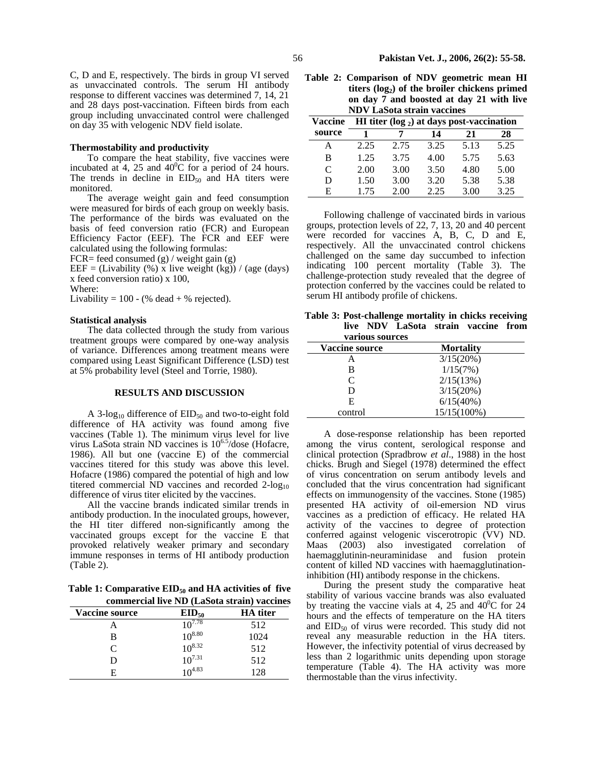C, D and E, respectively. The birds in group VI served as unvaccinated controls. The serum HI antibody response to different vaccines was determined 7, 14, 21 and 28 days post-vaccination. Fifteen birds from each group including unvaccinated control were challenged on day 35 with velogenic NDV field isolate.

**Thermostability and productivity**

To compare the heat stability, five vaccines were incubated at 4, 25 and 40$^0$C for a period of 24 hours. The trends in decline in $EID_{50}$ and HA titers were monitored.

The average weight gain and feed consumption were measured for birds of each group on weekly basis. The performance of the birds was evaluated on the basis of feed conversion ratio (FCR) and European Efficiency Factor (EEF). The FCR and EEF were calculated using the following formulas:

FCR= feed consumed (g) / weight gain (g)

EEF = (Livability (%) x live weight (kg)) / (age (days) x feed conversion ratio) x 100,

Where:

Livability = 100 - (% dead + % rejected).

**Statistical analysis**

The data collected through the study from various treatment groups were compared by one-way analysis of variance. Differences among treatment means were compared using Least Significant Difference (LSD) test at 5% probability level (Steel and Torrie, 1980).

## RESULTS AND DISCUSSION

A 3-$\log_{10}$ difference of $EID_{50}$ and two-to-eight fold difference of HA activity was found among five vaccines (Table 1). The minimum virus level for live virus LaSota strain ND vaccines is $10^{6.5}$/dose (Hofacre, 1986). All but one (vaccine E) of the commercial vaccines titered for this study was above this level. Hofacre (1986) compared the potential of high and low titered commercial ND vaccines and recorded 2-$\log_{10}$ difference of virus titer elicited by the vaccines.

All the vaccine brands indicated similar trends in antibody production. In the inoculated groups, however, the HI titer differed non-significantly among the vaccinated groups except for the vaccine E that provoked relatively weaker primary and secondary immune responses in terms of HI antibody production (Table 2).

**Table 1: Comparative $EID_{50}$ and HA activities of five commercial live ND (LaSota strain) vaccines**

| Vaccine source | $EID_{50}$ | HA titer |
|---|---|---|
| A | $10^{7.78}$ | 512 |
| B | $10^{8.80}$ | 1024 |
| C | $10^{8.32}$ | 512 |
| D | $10^{7.31}$ | 512 |
| E | $10^{4.83}$ | 128 |

**Table 2: Comparison of NDV geometric mean HI titers ($\log_2$) of the broiler chickens primed on day 7 and boosted at day 21 with live NDV LaSota strain vaccines**

| Vaccine source | HI titer ($\log_2$) at days post-vaccination | | | | |
|---|---|---|---|---|---|
| | 1 | 7 | 14 | 21 | 28 |
| A | 2.25 | 2.75 | 3.25 | 5.13 | 5.25 |
| B | 1.25 | 3.75 | 4.00 | 5.75 | 5.63 |
| C | 2.00 | 3.00 | 3.50 | 4.80 | 5.00 |
| D | 1.50 | 3.00 | 3.20 | 5.38 | 5.38 |
| E | 1.75 | 2.00 | 2.25 | 3.00 | 3.25 |

Following challenge of vaccinated birds in various groups, protection levels of 22, 7, 13, 20 and 40 percent were recorded for vaccines A, B, C, D and E, respectively. All the unvaccinated control chickens challenged on the same day succumbed to infection indicating 100 percent mortality (Table 3). The challenge-protection study revealed that the degree of protection conferred by the vaccines could be related to serum HI antibody profile of chickens.

**Table 3: Post-challenge mortality in chicks receiving live NDV LaSota strain vaccine from various sources**

| Vaccine source | Mortality |
|---|---|
| A | 3/15(20%) |
| B | 1/15(7%) |
| C | 2/15(13%) |
| D | 3/15(20%) |
| E | 6/15(40%) |
| control | 15/15(100%) |

A dose-response relationship has been reported among the virus content, serological response and clinical protection (Spradbrow *et al*., 1988) in the host chicks. Brugh and Siegel (1978) determined the effect of virus concentration on serum antibody levels and concluded that the virus concentration had significant effects on immunogensity of the vaccines. Stone (1985) presented HA activity of oil-emersion ND virus vaccines as a prediction of efficacy. He related HA activity of the vaccines to degree of protection conferred against velogenic viscerotropic (VV) ND. Maas (2003) also investigated correlation of haemagglutinin-neuraminidase and fusion protein content of killed ND vaccines with haemagglutination-inhibition (HI) antibody response in the chickens.

During the present study the comparative heat stability of various vaccine brands was also evaluated by treating the vaccine vials at 4, 25 and 40$^0$C for 24 hours and the effects of temperature on the HA titers and $EID_{50}$ of virus were recorded. This study did not reveal any measurable reduction in the HA titers. However, the infectivity potential of virus decreased by less than 2 logarithmic units depending upon storage temperature (Table 4). The HA activity was more thermostable than the virus infectivity.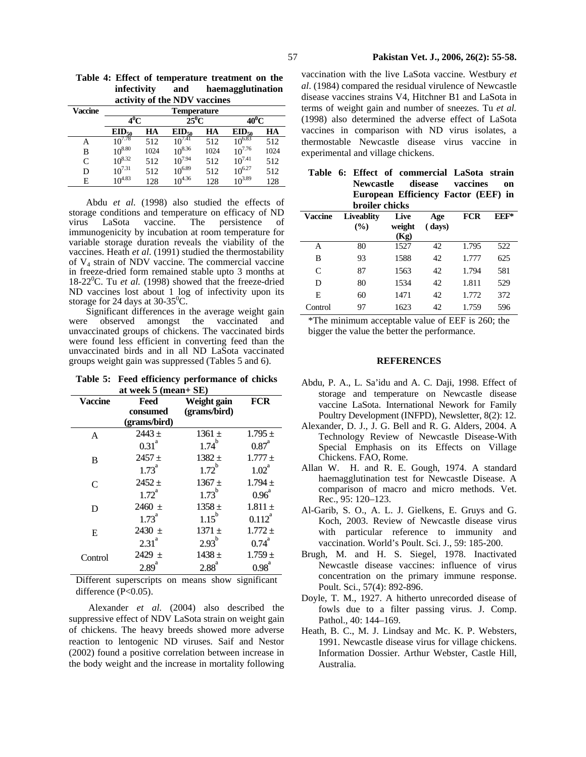**Table 4: Effect of temperature treatment on the infectivity and haemagglutination activity of the NDV vaccines**

| Vaccine | Temperature | | | | | |
|---|---|---|---|---|---|---|
| | $4^0C$ | | $25^0C$ | | $40^0C$ | |
| | $EID_{50}$ | HA | $EID_{50}$ | HA | $EID_{50}$ | HA |
| A | $10^{7.78}$ | 512 | $10^{7.41}$ | 512 | $10^{6.83}$ | 512 |
| B | $10^{8.80}$ | 1024 | $10^{8.36}$ | 1024 | $10^{7.76}$ | 1024 |
| C | $10^{8.32}$ | 512 | $10^{7.94}$ | 512 | $10^{7.41}$ | 512 |
| D | $10^{7.31}$ | 512 | $10^{6.89}$ | 512 | $10^{6.27}$ | 512 |
| E | $10^{4.83}$ | 128 | $10^{4.36}$ | 128 | $10^{3.89}$ | 128 |

Abdu *et al.* (1998) also studied the effects of storage conditions and temperature on efficacy of ND virus LaSota vaccine. The persistence of immunogenicity by incubation at room temperature for variable storage duration reveals the viability of the vaccines. Heath *et al.* (1991) studied the thermostability of $V_4$ strain of NDV vaccine. The commercial vaccine in freeze-dried form remained stable upto 3 months at 18-22$^0$C. Tu *et al.* (1998) showed that the freeze-dried ND vaccines lost about 1 log of infectivity upon its storage for 24 days at 30-35$^0$C.

Significant differences in the average weight gain were observed amongst the vaccinated and unvaccinated groups of chickens. The vaccinated birds were found less efficient in converting feed than the unvaccinated birds and in all ND LaSota vaccinated groups weight gain was suppressed (Tables 5 and 6).

**Table 5: Feed efficiency performance of chicks at week 5 (mean+ SE)**

| Vaccine | Feed consumed (grams/bird) | Weight gain (grams/bird) | FCR |
|---|---|---|---|
| A | 2443 ± 0.31[a] | 1361 ± 1.74[b] | 1.795 ± 0.87[a] |
| B | 2457 ± 1.73[a] | 1382 ± 1.72[b] | 1.777 ± 1.02[a] |
| C | 2452 ± 1.72[a] | 1367 ± 1.73[b] | 1.794 ± 0.96[a] |
| D | 2460 ± 1.73[a] | 1358 ± 1.15[b] | 1.811 ± 0.112[a] |
| E | 2430 ± 2.31[a] | 1371 ± 2.93[b] | 1.772 ± 0.74[a] |
| Control | 2429 ± 2.89[a] | 1438 ± 2.88[a] | 1.759 ± 0.98[a] |

Different superscripts on means show significant difference (P<0.05).

Alexander *et al.* (2004) also described the suppressive effect of NDV LaSota strain on weight gain of chickens. The heavy breeds showed more adverse reaction to lentogenic ND viruses. Saif and Nestor (2002) found a positive correlation between increase in the body weight and the increase in mortality following vaccination with the live LaSota vaccine. Westbury *et al*. (1984) compared the residual virulence of Newcastle disease vaccines strains V4, Hitchner B1 and LaSota in terms of weight gain and number of sneezes. Tu *et al.* (1998) also determined the adverse effect of LaSota vaccines in comparison with ND virus isolates, a thermostable Newcastle disease virus vaccine in experimental and village chickens.

**Table 6: Effect of commercial LaSota strain Newcastle disease vaccines on European Efficiency Factor (EEF) in broiler chicks**

| Vaccine | Liveablity (%) | Live weight (Kg) | Age (days) | FCR | EEF* |
|---|---|---|---|---|---|
| A | 80 | 1527 | 42 | 1.795 | 522 |
| B | 93 | 1588 | 42 | 1.777 | 625 |
| C | 87 | 1563 | 42 | 1.794 | 581 |
| D | 80 | 1534 | 42 | 1.811 | 529 |
| E | 60 | 1471 | 42 | 1.772 | 372 |
| Control | 97 | 1623 | 42 | 1.759 | 596 |

*The minimum acceptable value of EEF is 260; the bigger the value the better the performance.

## REFERENCES

Abdu, P. A., L. Sa'idu and A. C. Daji, 1998. Effect of storage and temperature on Newcastle disease vaccine LaSota. International Nework for Family Poultry Development (INFPD), Newsletter, 8(2): 12.

Alexander, D. J., J. G. Bell and R. G. Alders, 2004. A Technology Review of Newcastle Disease-With Special Emphasis on its Effects on Village Chickens. FAO, Rome.

Allan W. H. and R. E. Gough, 1974. A standard haemagglutination test for Newcastle Disease. A comparison of macro and micro methods. Vet. Rec., 95: 120–123.

Al-Garib, S. O., A. L. J. Gielkens, E. Gruys and G. Koch, 2003. Review of Newcastle disease virus with particular reference to immunity and vaccination. World's Poult. Sci. J., 59: 185-200.

Brugh, M. and H. S. Siegel, 1978. Inactivated Newcastle disease vaccines: influence of virus concentration on the primary immune response. Poult. Sci., 57(4): 892-896.

Doyle, T. M., 1927. A hitherto unrecorded disease of fowls due to a filter passing virus. J. Comp. Pathol., 40: 144–169.

Heath, B. C., M. J. Lindsay and Mc. K. P. Websters, 1991. Newcastle disease virus for village chickens. Information Dossier. Arthur Webster, Castle Hill, Australia.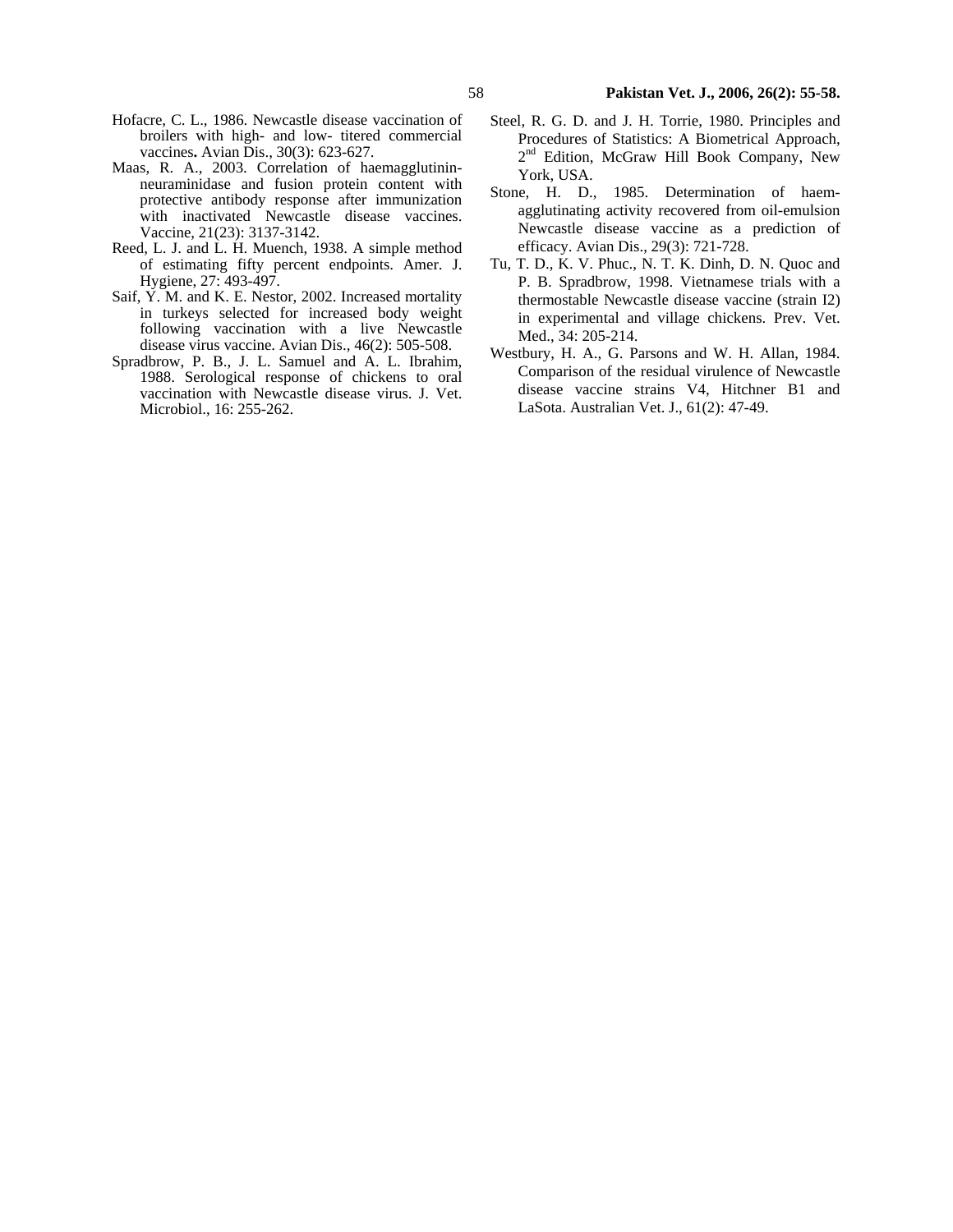Hofacre, C. L., 1986. Newcastle disease vaccination of broilers with high- and low- titered commercial vaccines**.** Avian Dis., 30(3): 623-627.

Maas, R. A., 2003. Correlation of haemagglutinin-neuraminidase and fusion protein content with protective antibody response after immunization with inactivated Newcastle disease vaccines. Vaccine, 21(23): 3137-3142.

Reed, L. J. and L. H. Muench, 1938. A simple method of estimating fifty percent endpoints. Amer. J. Hygiene, 27: 493-497.

Saif, Y. M. and K. E. Nestor, 2002. Increased mortality in turkeys selected for increased body weight following vaccination with a live Newcastle disease virus vaccine. Avian Dis., 46(2): 505-508.

Spradbrow, P. B., J. L. Samuel and A. L. Ibrahim, 1988. Serological response of chickens to oral vaccination with Newcastle disease virus. J. Vet. Microbiol., 16: 255-262.

Steel, R. G. D. and J. H. Torrie, 1980. Principles and Procedures of Statistics: A Biometrical Approach, 2nd Edition, McGraw Hill Book Company, New York, USA.

Stone, H. D., 1985. Determination of haem-agglutinating activity recovered from oil-emulsion Newcastle disease vaccine as a prediction of efficacy. Avian Dis., 29(3): 721-728.

Tu, T. D., K. V. Phuc., N. T. K. Dinh, D. N. Quoc and P. B. Spradbrow, 1998. Vietnamese trials with a thermostable Newcastle disease vaccine (strain I2) in experimental and village chickens. Prev. Vet. Med., 34: 205-214.

Westbury, H. A., G. Parsons and W. H. Allan, 1984. Comparison of the residual virulence of Newcastle disease vaccine strains V4, Hitchner B1 and LaSota. Australian Vet. J., 61(2): 47-49.